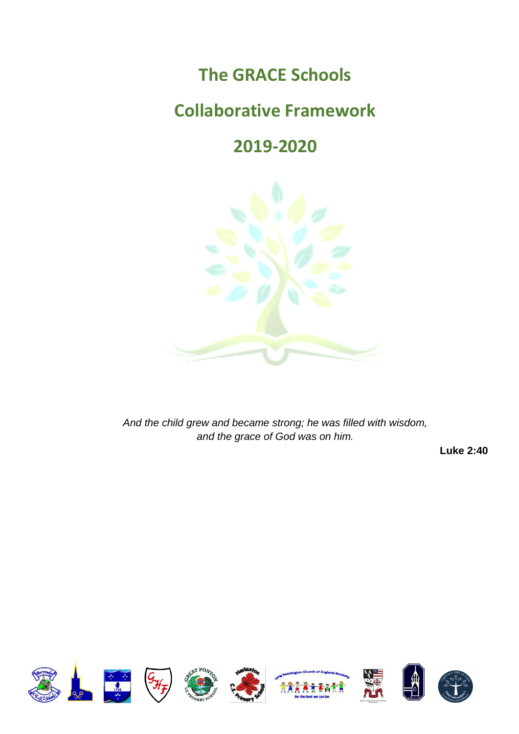# The GRACE Schools

# Collaborative Framework

# 2019-2020

*And the child grew and became strong; he was filled with wisdom, and the grace of God was on him.*

**Luke 2:40**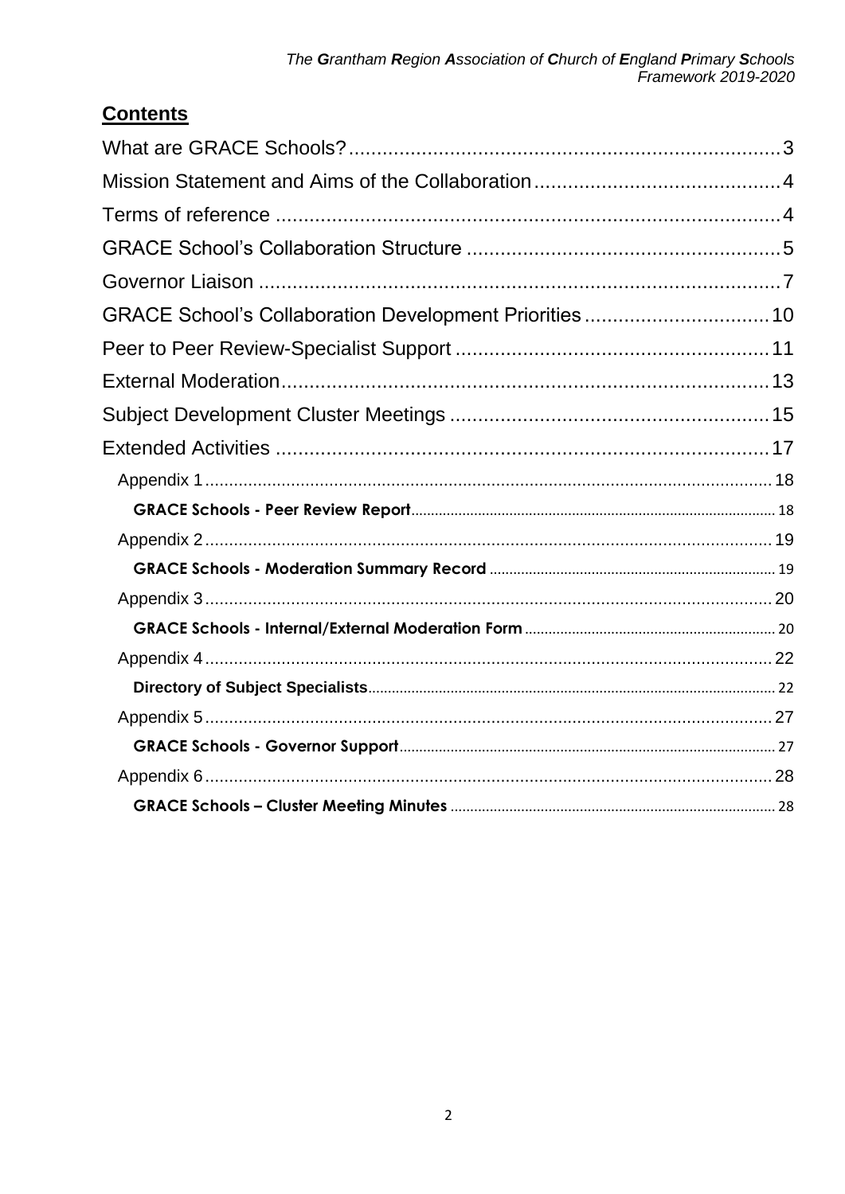## Contents

- What are GRACE Schools? 3
- Mission Statement and Aims of the Collaboration 4
- Terms of reference 4
- GRACE School's Collaboration Structure 5
- Governor Liaison 7
- GRACE School's Collaboration Development Priorities 10
- Peer to Peer Review-Specialist Support 11
- External Moderation 13
- Subject Development Cluster Meetings 15
- Extended Activities 17
  - Appendix 1 18
    - **GRACE Schools - Peer Review Report** 18
  - Appendix 2 19
    - **GRACE Schools - Moderation Summary Record** 19
  - Appendix 3 20
    - **GRACE Schools - Internal/External Moderation Form** 20
  - Appendix 4 22
    - **Directory of Subject Specialists** 22
  - Appendix 5 27
    - **GRACE Schools - Governor Support** 27
  - Appendix 6 28
    - **GRACE Schools – Cluster Meeting Minutes** 28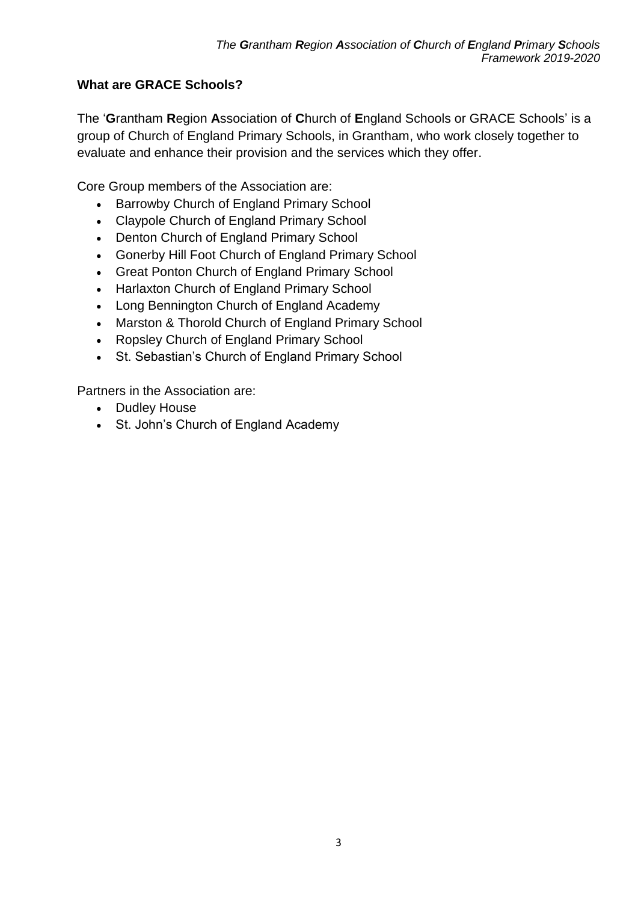## What are GRACE Schools?

The '**G**rantham **R**egion **A**ssociation of **C**hurch of **E**ngland Schools or GRACE Schools' is a group of Church of England Primary Schools, in Grantham, who work closely together to evaluate and enhance their provision and the services which they offer.

Core Group members of the Association are:

- Barrowby Church of England Primary School
- Claypole Church of England Primary School
- Denton Church of England Primary School
- Gonerby Hill Foot Church of England Primary School
- Great Ponton Church of England Primary School
- Harlaxton Church of England Primary School
- Long Bennington Church of England Academy
- Marston & Thorold Church of England Primary School
- Ropsley Church of England Primary School
- St. Sebastian's Church of England Primary School

Partners in the Association are:

- Dudley House
- St. John's Church of England Academy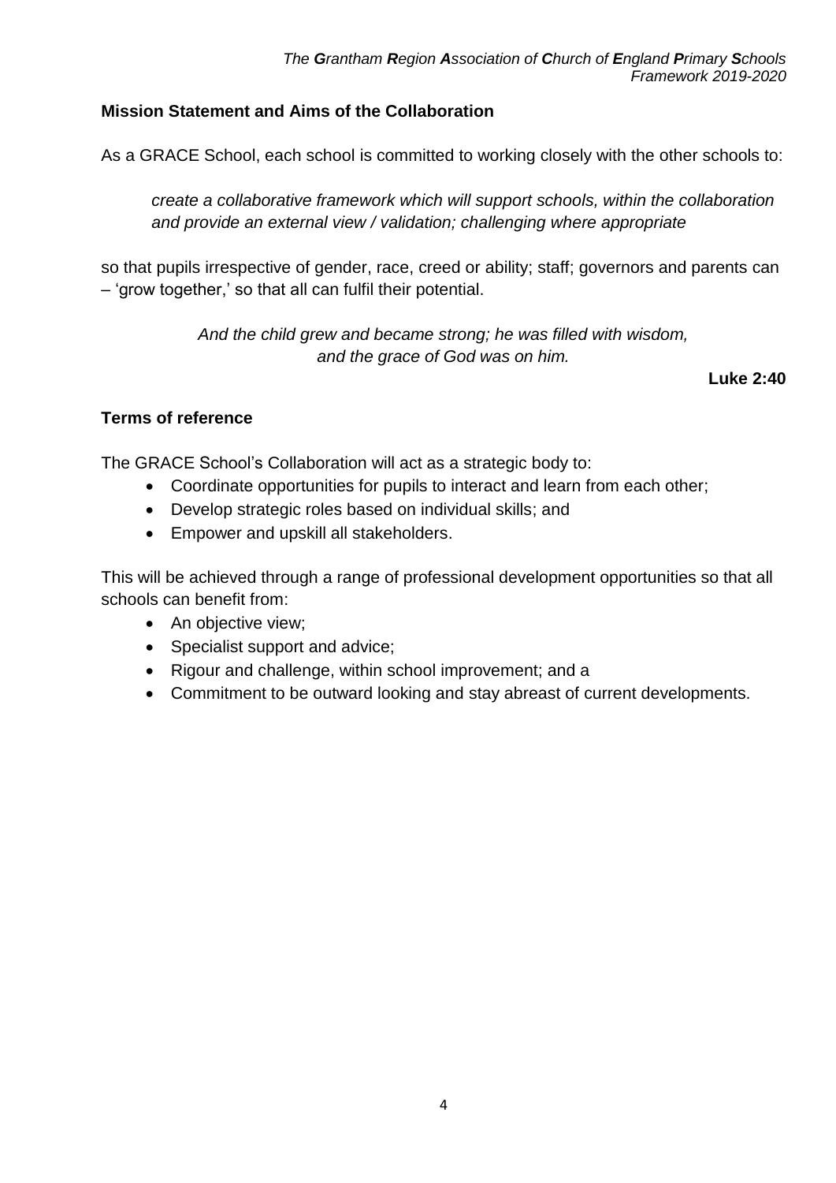## Mission Statement and Aims of the Collaboration

As a GRACE School, each school is committed to working closely with the other schools to:

> *create a collaborative framework which will support schools, within the collaboration and provide an external view / validation; challenging where appropriate*

so that pupils irrespective of gender, race, creed or ability; staff; governors and parents can – 'grow together,' so that all can fulfil their potential.

*And the child grew and became strong; he was filled with wisdom, and the grace of God was on him.*

**Luke 2:40**

## Terms of reference

The GRACE School's Collaboration will act as a strategic body to:

- Coordinate opportunities for pupils to interact and learn from each other;
- Develop strategic roles based on individual skills; and
- Empower and upskill all stakeholders.

This will be achieved through a range of professional development opportunities so that all schools can benefit from:

- An objective view;
- Specialist support and advice;
- Rigour and challenge, within school improvement; and a
- Commitment to be outward looking and stay abreast of current developments.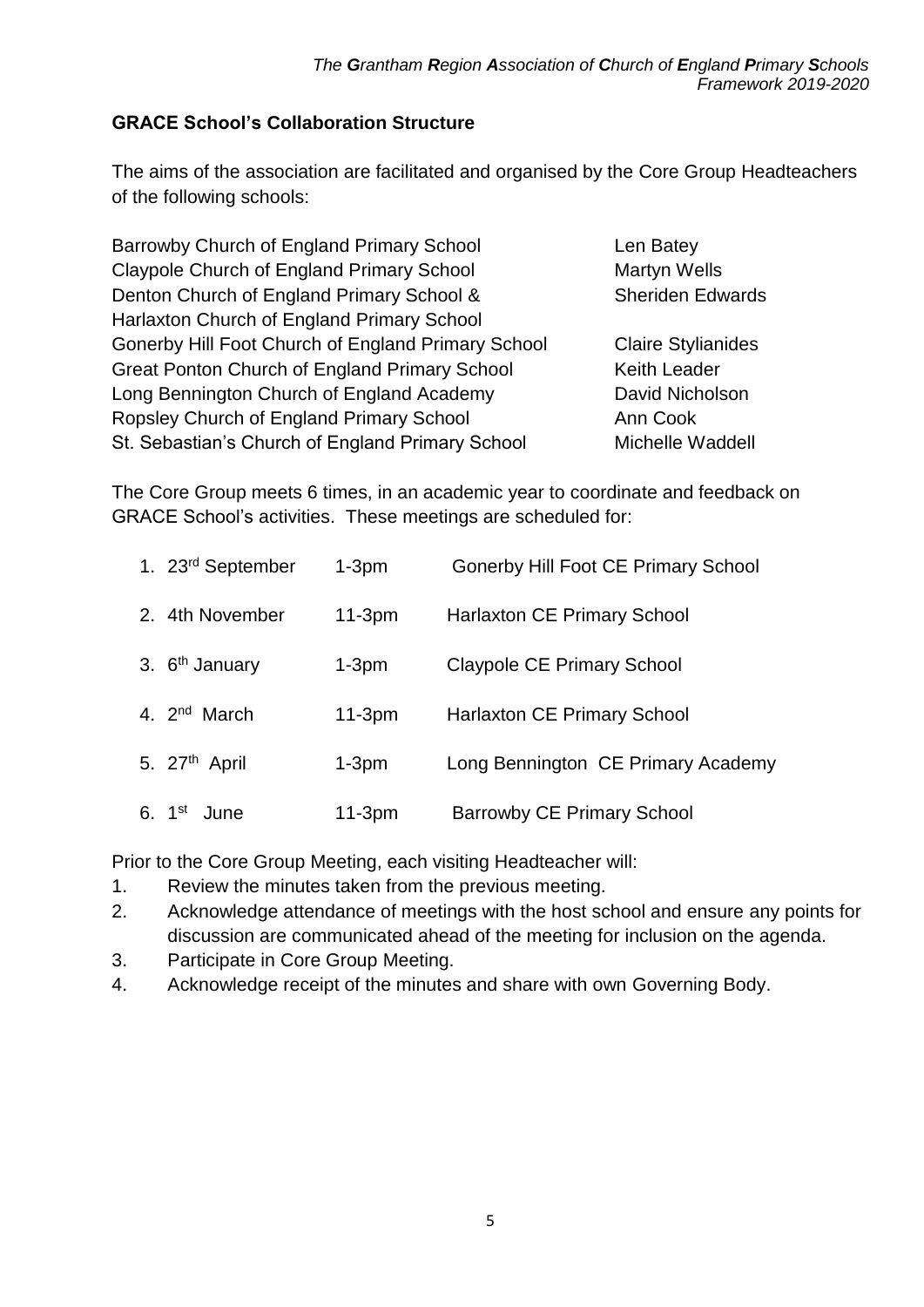## GRACE School's Collaboration Structure

The aims of the association are facilitated and organised by the Core Group Headteachers of the following schools:

| School | Headteacher |
|---|---|
| Barrowby Church of England Primary School | Len Batey |
| Claypole Church of England Primary School | Martyn Wells |
| Denton Church of England Primary School & Harlaxton Church of England Primary School | Sheriden Edwards |
| Gonerby Hill Foot Church of England Primary School | Claire Stylianides |
| Great Ponton Church of England Primary School | Keith Leader |
| Long Bennington Church of England Academy | David Nicholson |
| Ropsley Church of England Primary School | Ann Cook |
| St. Sebastian's Church of England Primary School | Michelle Waddell |

The Core Group meets 6 times, in an academic year to coordinate and feedback on GRACE School's activities. These meetings are scheduled for:

| | Date | Time | Venue |
|---|---|---|---|
| 1. | 23rd September | 1-3pm | Gonerby Hill Foot CE Primary School |
| 2. | 4th November | 11-3pm | Harlaxton CE Primary School |
| 3. | 6th January | 1-3pm | Claypole CE Primary School |
| 4. | 2nd March | 11-3pm | Harlaxton CE Primary School |
| 5. | 27th April | 1-3pm | Long Bennington CE Primary Academy |
| 6. | 1st June | 11-3pm | Barrowby CE Primary School |

Prior to the Core Group Meeting, each visiting Headteacher will:

1. Review the minutes taken from the previous meeting.
2. Acknowledge attendance of meetings with the host school and ensure any points for discussion are communicated ahead of the meeting for inclusion on the agenda.
3. Participate in Core Group Meeting.
4. Acknowledge receipt of the minutes and share with own Governing Body.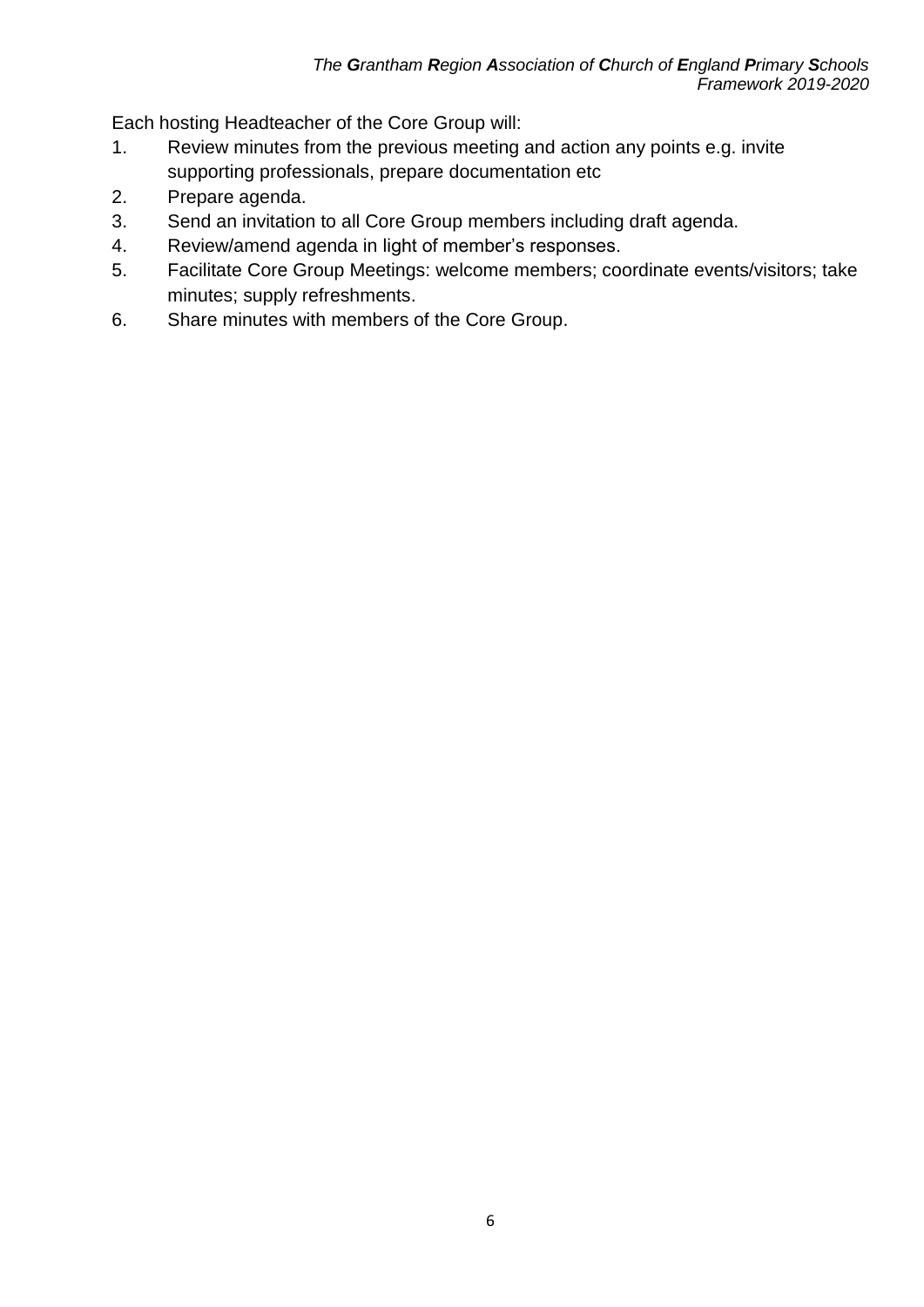Each hosting Headteacher of the Core Group will:

1. Review minutes from the previous meeting and action any points e.g. invite supporting professionals, prepare documentation etc
2. Prepare agenda.
3. Send an invitation to all Core Group members including draft agenda.
4. Review/amend agenda in light of member's responses.
5. Facilitate Core Group Meetings: welcome members; coordinate events/visitors; take minutes; supply refreshments.
6. Share minutes with members of the Core Group.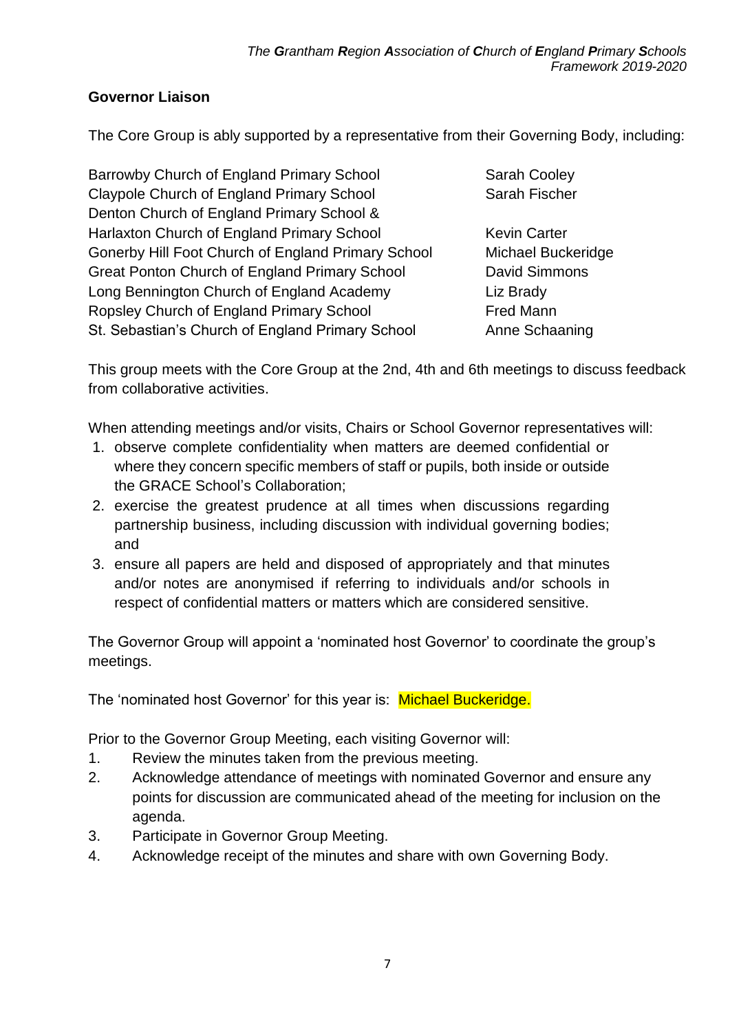## Governor Liaison

The Core Group is ably supported by a representative from their Governing Body, including:

| School | Representative |
|---|---|
| Barrowby Church of England Primary School | Sarah Cooley |
| Claypole Church of England Primary School | Sarah Fischer |
| Denton Church of England Primary School & Harlaxton Church of England Primary School | Kevin Carter |
| Gonerby Hill Foot Church of England Primary School | Michael Buckeridge |
| Great Ponton Church of England Primary School | David Simmons |
| Long Bennington Church of England Academy | Liz Brady |
| Ropsley Church of England Primary School | Fred Mann |
| St. Sebastian's Church of England Primary School | Anne Schaaning |

This group meets with the Core Group at the 2nd, 4th and 6th meetings to discuss feedback from collaborative activities.

When attending meetings and/or visits, Chairs or School Governor representatives will:

1. observe complete confidentiality when matters are deemed confidential or where they concern specific members of staff or pupils, both inside or outside the GRACE School's Collaboration;
2. exercise the greatest prudence at all times when discussions regarding partnership business, including discussion with individual governing bodies; and
3. ensure all papers are held and disposed of appropriately and that minutes and/or notes are anonymised if referring to individuals and/or schools in respect of confidential matters or matters which are considered sensitive.

The Governor Group will appoint a 'nominated host Governor' to coordinate the group's meetings.

The 'nominated host Governor' for this year is: Michael Buckeridge.

Prior to the Governor Group Meeting, each visiting Governor will:

1. Review the minutes taken from the previous meeting.
2. Acknowledge attendance of meetings with nominated Governor and ensure any points for discussion are communicated ahead of the meeting for inclusion on the agenda.
3. Participate in Governor Group Meeting.
4. Acknowledge receipt of the minutes and share with own Governing Body.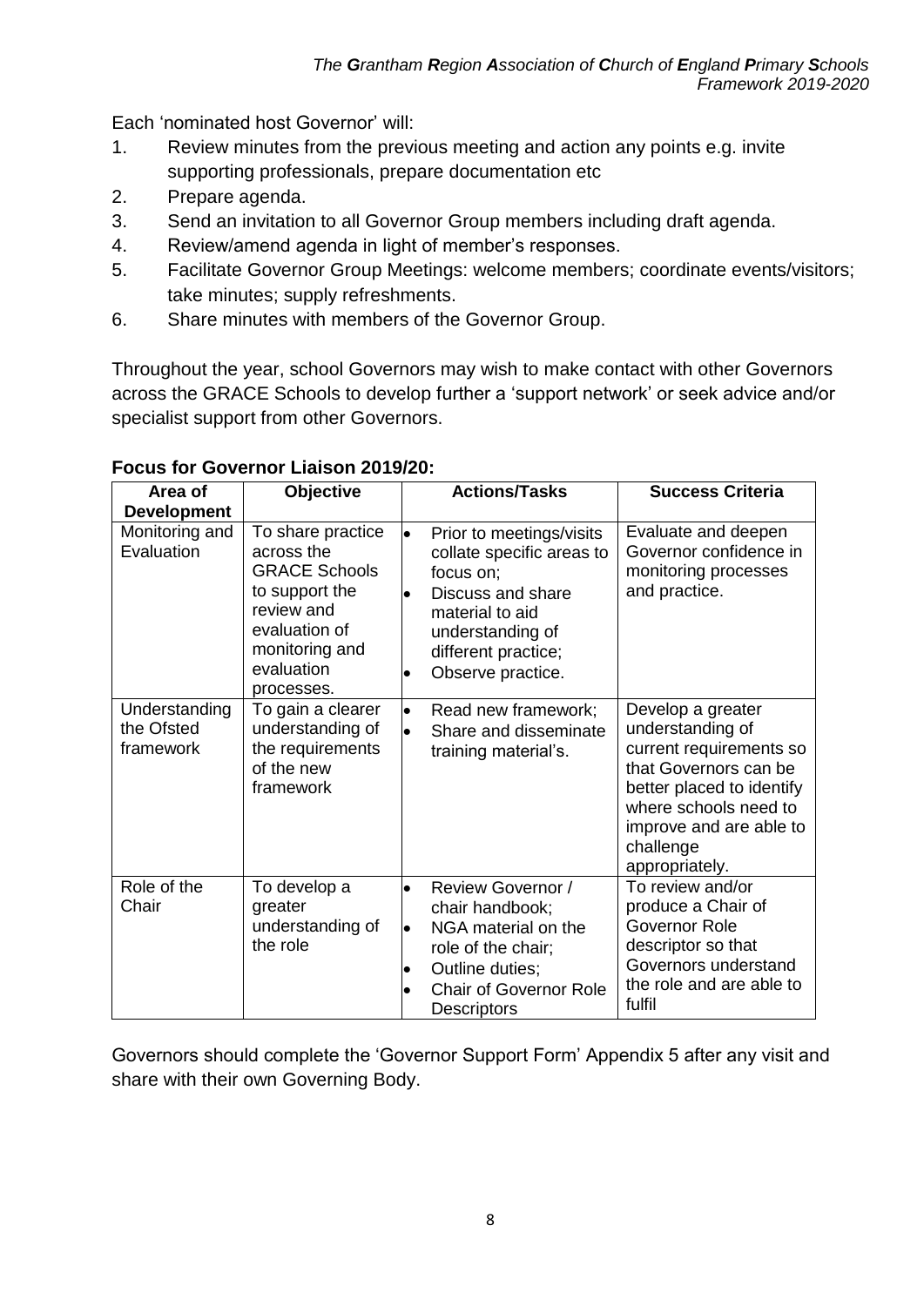Each 'nominated host Governor' will:

1. Review minutes from the previous meeting and action any points e.g. invite supporting professionals, prepare documentation etc
2. Prepare agenda.
3. Send an invitation to all Governor Group members including draft agenda.
4. Review/amend agenda in light of member's responses.
5. Facilitate Governor Group Meetings: welcome members; coordinate events/visitors; take minutes; supply refreshments.
6. Share minutes with members of the Governor Group.

Throughout the year, school Governors may wish to make contact with other Governors across the GRACE Schools to develop further a 'support network' or seek advice and/or specialist support from other Governors.

**Focus for Governor Liaison 2019/20:**

| Area of Development | Objective | Actions/Tasks | Success Criteria |
|---|---|---|---|
| Monitoring and Evaluation | To share practice across the GRACE Schools to support the review and evaluation of monitoring and evaluation processes. | • Prior to meetings/visits collate specific areas to focus on;<br>• Discuss and share material to aid understanding of different practice;<br>• Observe practice. | Evaluate and deepen Governor confidence in monitoring processes and practice. |
| Understanding the Ofsted framework | To gain a clearer understanding of the requirements of the new framework | • Read new framework;<br>• Share and disseminate training material's. | Develop a greater understanding of current requirements so that Governors can be better placed to identify where schools need to improve and are able to challenge appropriately. |
| Role of the Chair | To develop a greater understanding of the role | • Review Governor / chair handbook;<br>• NGA material on the role of the chair;<br>• Outline duties;<br>• Chair of Governor Role Descriptors | To review and/or produce a Chair of Governor Role descriptor so that Governors understand the role and are able to fulfil |

Governors should complete the 'Governor Support Form' Appendix 5 after any visit and share with their own Governing Body.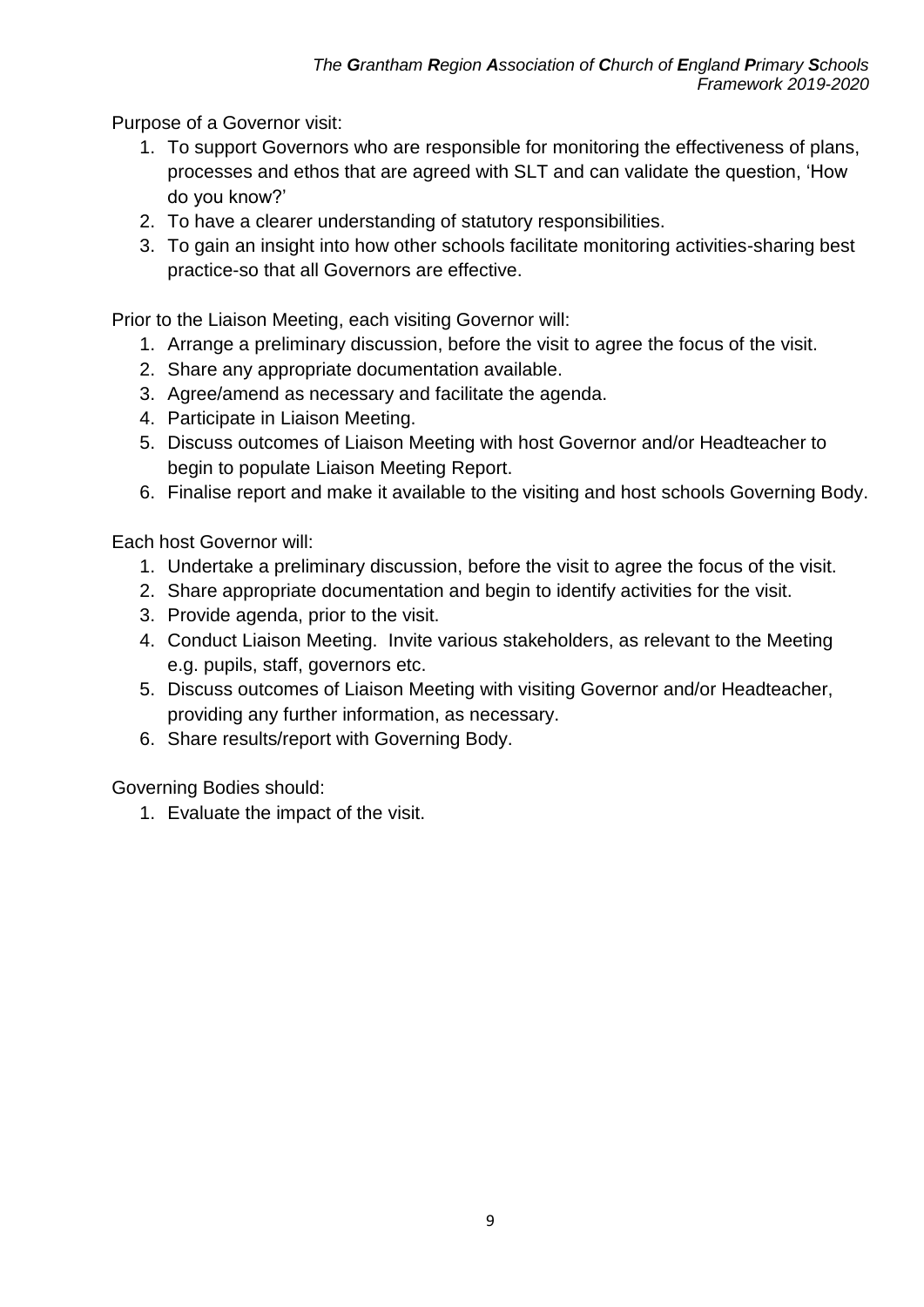Purpose of a Governor visit:

1. To support Governors who are responsible for monitoring the effectiveness of plans, processes and ethos that are agreed with SLT and can validate the question, 'How do you know?'
2. To have a clearer understanding of statutory responsibilities.
3. To gain an insight into how other schools facilitate monitoring activities-sharing best practice-so that all Governors are effective.

Prior to the Liaison Meeting, each visiting Governor will:

1. Arrange a preliminary discussion, before the visit to agree the focus of the visit.
2. Share any appropriate documentation available.
3. Agree/amend as necessary and facilitate the agenda.
4. Participate in Liaison Meeting.
5. Discuss outcomes of Liaison Meeting with host Governor and/or Headteacher to begin to populate Liaison Meeting Report.
6. Finalise report and make it available to the visiting and host schools Governing Body.

Each host Governor will:

1. Undertake a preliminary discussion, before the visit to agree the focus of the visit.
2. Share appropriate documentation and begin to identify activities for the visit.
3. Provide agenda, prior to the visit.
4. Conduct Liaison Meeting. Invite various stakeholders, as relevant to the Meeting e.g. pupils, staff, governors etc.
5. Discuss outcomes of Liaison Meeting with visiting Governor and/or Headteacher, providing any further information, as necessary.
6. Share results/report with Governing Body.

Governing Bodies should:

1. Evaluate the impact of the visit.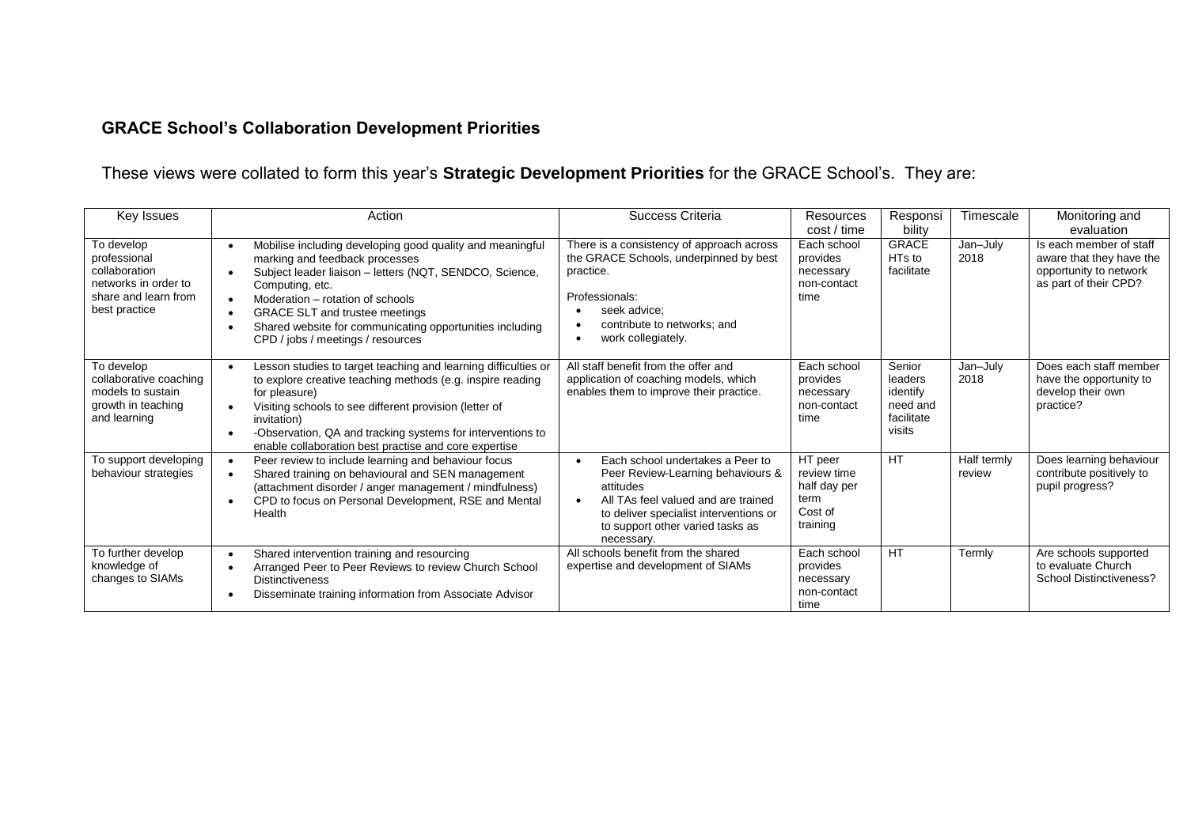**GRACE School's Collaboration Development Priorities**

These views were collated to form this year's **Strategic Development Priorities** for the GRACE School's. They are:

| Key Issues | Action | Success Criteria | Resources cost / time | Responsibility | Timescale | Monitoring and evaluation |
|---|---|---|---|---|---|---|
| To develop professional collaboration networks in order to share and learn from best practice | • Mobilise including developing good quality and meaningful marking and feedback processes<br>• Subject leader liaison – letters (NQT, SENDCO, Science, Computing, etc.<br>• Moderation – rotation of schools<br>• GRACE SLT and trustee meetings<br>• Shared website for communicating opportunities including CPD / jobs / meetings / resources | There is a consistency of approach across the GRACE Schools, underpinned by best practice.<br><br>Professionals:<br>• seek advice;<br>• contribute to networks; and<br>• work collegiately. | Each school provides necessary non-contact time | GRACE HTs to facilitate | Jan–July 2018 | Is each member of staff aware that they have the opportunity to network as part of their CPD? |
| To develop collaborative coaching models to sustain growth in teaching and learning | • Lesson studies to target teaching and learning difficulties or to explore creative teaching methods (e.g. inspire reading for pleasure)<br>• Visiting schools to see different provision (letter of invitation)<br>• -Observation, QA and tracking systems for interventions to enable collaboration best practise and core expertise | All staff benefit from the offer and application of coaching models, which enables them to improve their practice. | Each school provides necessary non-contact time | Senior leaders identify need and facilitate visits | Jan–July 2018 | Does each staff member have the opportunity to develop their own practice? |
| To support developing behaviour strategies | • Peer review to include learning and behaviour focus<br>• Shared training on behavioural and SEN management (attachment disorder / anger management / mindfulness)<br>• CPD to focus on Personal Development, RSE and Mental Health | • Each school undertakes a Peer to Peer Review-Learning behaviours & attitudes<br>• All TAs feel valued and are trained to deliver specialist interventions or to support other varied tasks as necessary. | HT peer review time half day per term<br>Cost of training | HT | Half termly review | Does learning behaviour contribute positively to pupil progress? |
| To further develop knowledge of changes to SIAMs | • Shared intervention training and resourcing<br>• Arranged Peer to Peer Reviews to review Church School Distinctiveness<br>• Disseminate training information from Associate Advisor | All schools benefit from the shared expertise and development of SIAMs | Each school provides necessary non-contact time | HT | Termly | Are schools supported to evaluate Church School Distinctiveness? |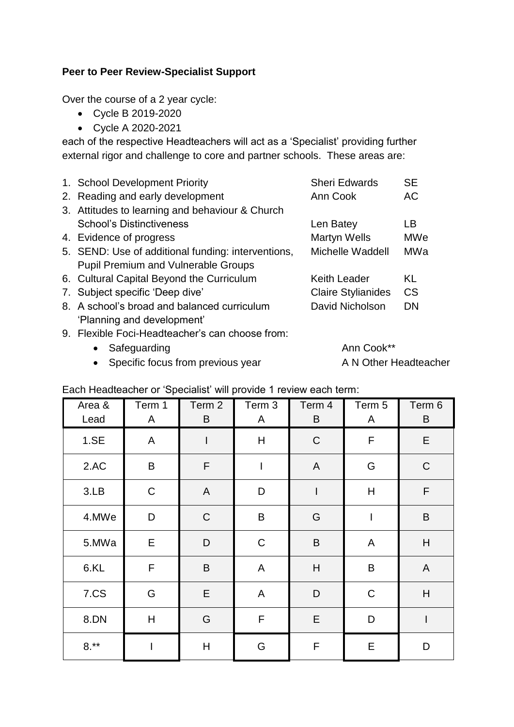**Peer to Peer Review-Specialist Support**

Over the course of a 2 year cycle:

- Cycle B 2019-2020
- Cycle A 2020-2021

each of the respective Headteachers will act as a 'Specialist' providing further external rigor and challenge to core and partner schools. These areas are:

1. School Development Priority — Sheri Edwards — SE
2. Reading and early development — Ann Cook — AC
3. Attitudes to learning and behaviour & Church School's Distinctiveness — Len Batey — LB
4. Evidence of progress — Martyn Wells — MWe
5. SEND: Use of additional funding: interventions, Pupil Premium and Vulnerable Groups — Michelle Waddell — MWa
6. Cultural Capital Beyond the Curriculum — Keith Leader — KL
7. Subject specific 'Deep dive' — Claire Stylianides — CS
8. A school's broad and balanced curriculum 'Planning and development' — David Nicholson — DN
9. Flexible Foci-Headteacher's can choose from:
   - Safeguarding — Ann Cook**
   - Specific focus from previous year — A N Other Headteacher

Each Headteacher or 'Specialist' will provide 1 review each term:

| Area & Lead | Term 1 A | Term 2 B | Term 3 A | Term 4 B | Term 5 A | Term 6 B |
|---|---|---|---|---|---|---|
| 1.SE | A | I | H | C | F | E |
| 2.AC | B | F | I | A | G | C |
| 3.LB | C | A | D | I | H | F |
| 4.MWe | D | C | B | G | I | B |
| 5.MWa | E | D | C | B | A | H |
| 6.KL | F | B | A | H | B | A |
| 7.CS | G | E | A | D | C | H |
| 8.DN | H | G | F | E | D | I |
| 8.** | I | H | G | F | E | D |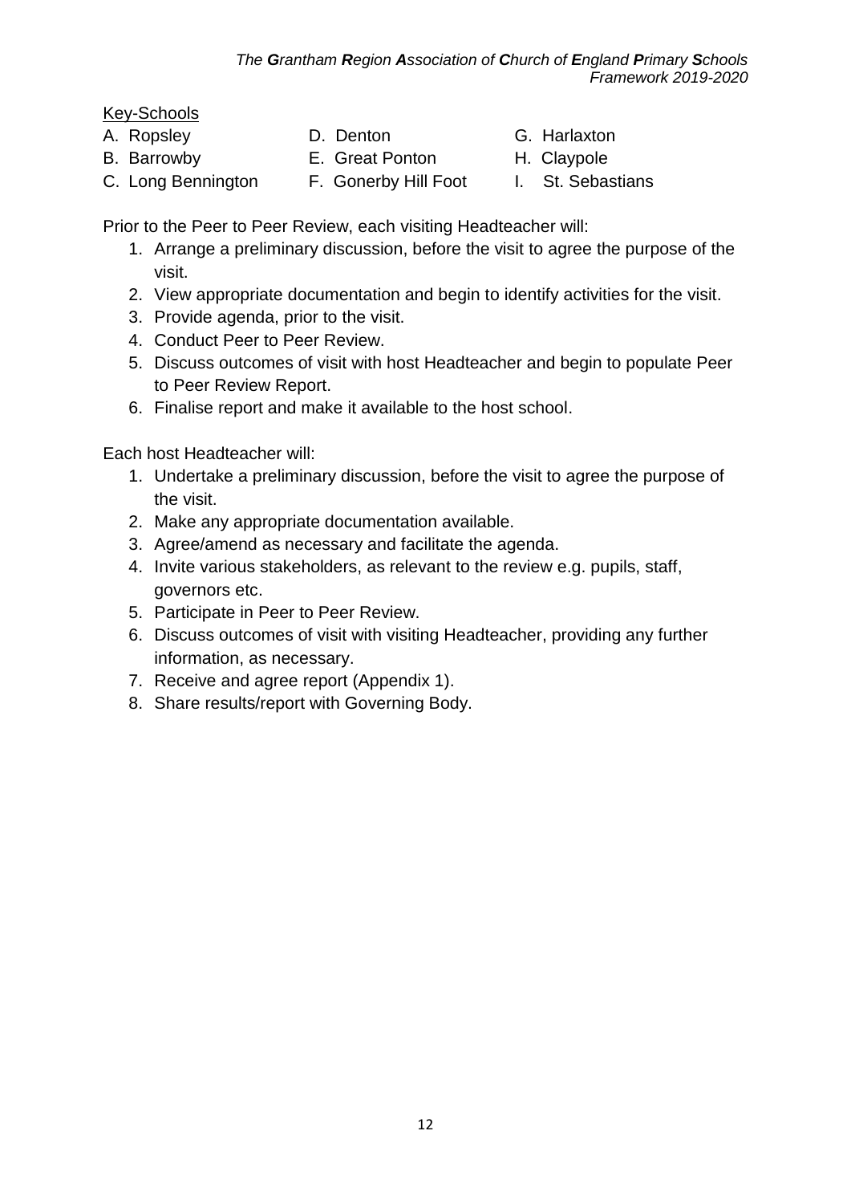Key-Schools

A. Ropsley
B. Barrowby
C. Long Bennington
D. Denton
E. Great Ponton
F. Gonerby Hill Foot
G. Harlaxton
H. Claypole
I. St. Sebastians

Prior to the Peer to Peer Review, each visiting Headteacher will:

1. Arrange a preliminary discussion, before the visit to agree the purpose of the visit.
2. View appropriate documentation and begin to identify activities for the visit.
3. Provide agenda, prior to the visit.
4. Conduct Peer to Peer Review.
5. Discuss outcomes of visit with host Headteacher and begin to populate Peer to Peer Review Report.
6. Finalise report and make it available to the host school.

Each host Headteacher will:

1. Undertake a preliminary discussion, before the visit to agree the purpose of the visit.
2. Make any appropriate documentation available.
3. Agree/amend as necessary and facilitate the agenda.
4. Invite various stakeholders, as relevant to the review e.g. pupils, staff, governors etc.
5. Participate in Peer to Peer Review.
6. Discuss outcomes of visit with visiting Headteacher, providing any further information, as necessary.
7. Receive and agree report (Appendix 1).
8. Share results/report with Governing Body.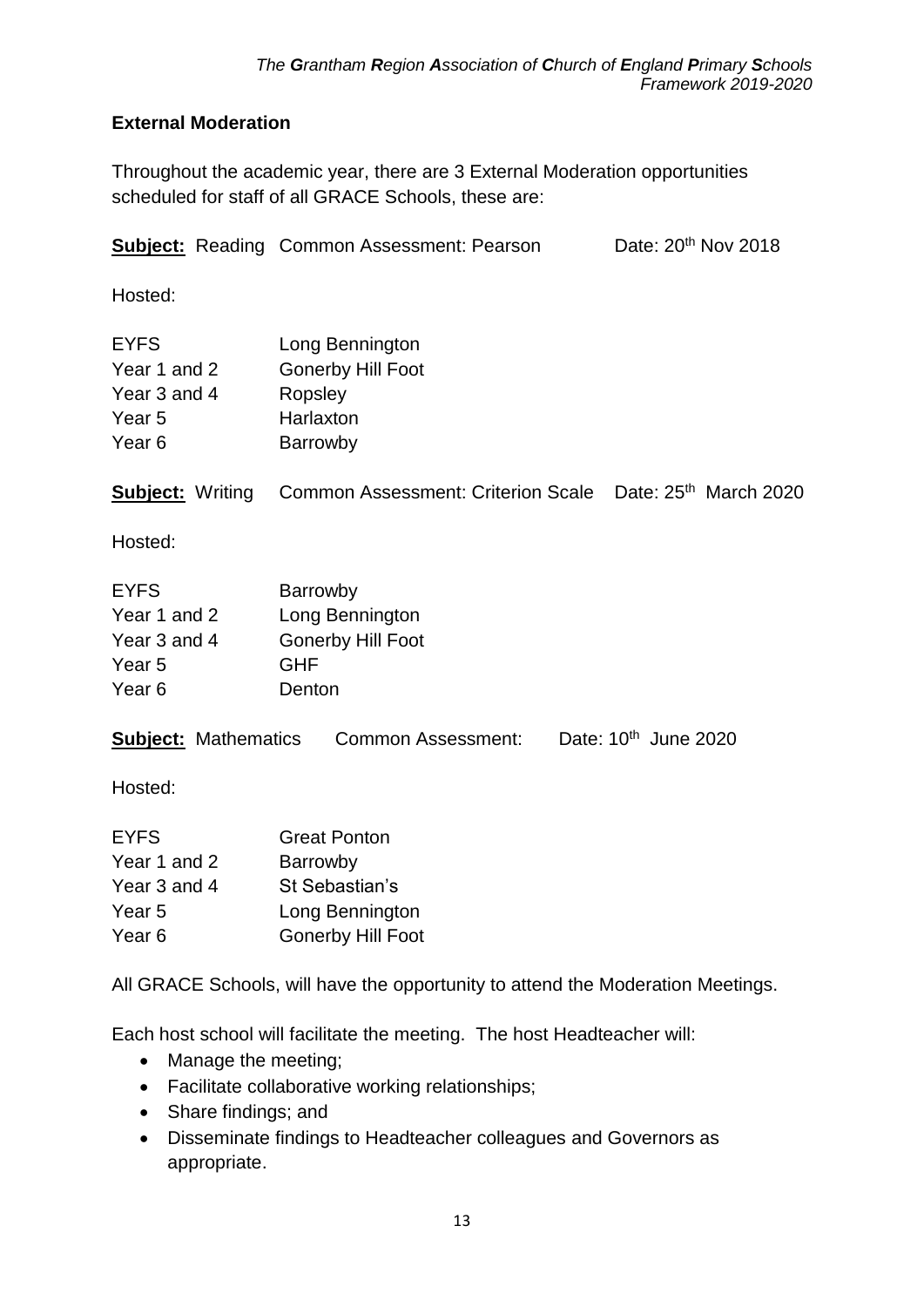## External Moderation

Throughout the academic year, there are 3 External Moderation opportunities scheduled for staff of all GRACE Schools, these are:

**Subject:** Reading Common Assessment: Pearson Date: 20th Nov 2018

Hosted:

| | |
|---|---|
| EYFS | Long Bennington |
| Year 1 and 2 | Gonerby Hill Foot |
| Year 3 and 4 | Ropsley |
| Year 5 | Harlaxton |
| Year 6 | Barrowby |

**Subject:** Writing Common Assessment: Criterion Scale Date: 25th March 2020

Hosted:

| | |
|---|---|
| EYFS | Barrowby |
| Year 1 and 2 | Long Bennington |
| Year 3 and 4 | Gonerby Hill Foot |
| Year 5 | GHF |
| Year 6 | Denton |

**Subject:** Mathematics Common Assessment: Date: 10th June 2020

Hosted:

| | |
|---|---|
| EYFS | Great Ponton |
| Year 1 and 2 | Barrowby |
| Year 3 and 4 | St Sebastian's |
| Year 5 | Long Bennington |
| Year 6 | Gonerby Hill Foot |

All GRACE Schools, will have the opportunity to attend the Moderation Meetings.

Each host school will facilitate the meeting. The host Headteacher will:

- Manage the meeting;
- Facilitate collaborative working relationships;
- Share findings; and
- Disseminate findings to Headteacher colleagues and Governors as appropriate.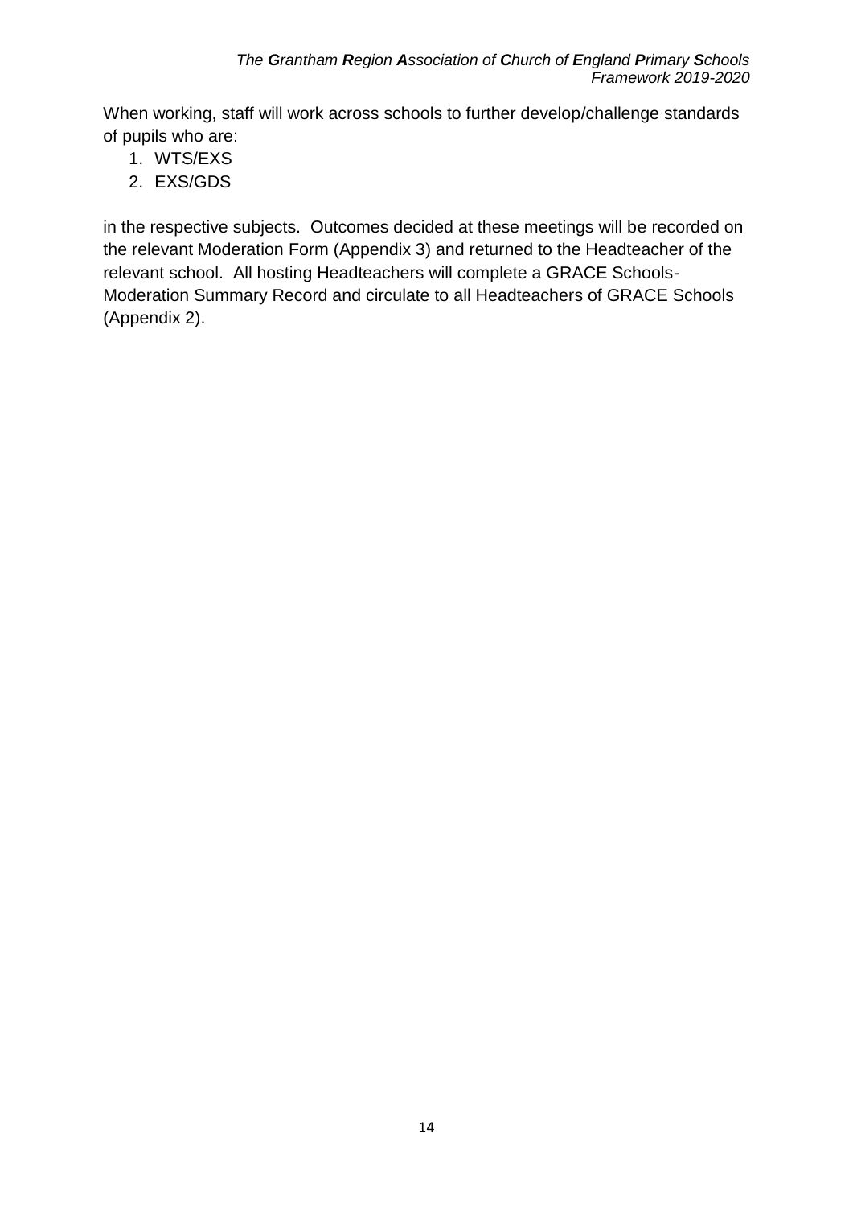When working, staff will work across schools to further develop/challenge standards of pupils who are:

1. WTS/EXS
2. EXS/GDS

in the respective subjects. Outcomes decided at these meetings will be recorded on the relevant Moderation Form (Appendix 3) and returned to the Headteacher of the relevant school. All hosting Headteachers will complete a GRACE Schools-Moderation Summary Record and circulate to all Headteachers of GRACE Schools (Appendix 2).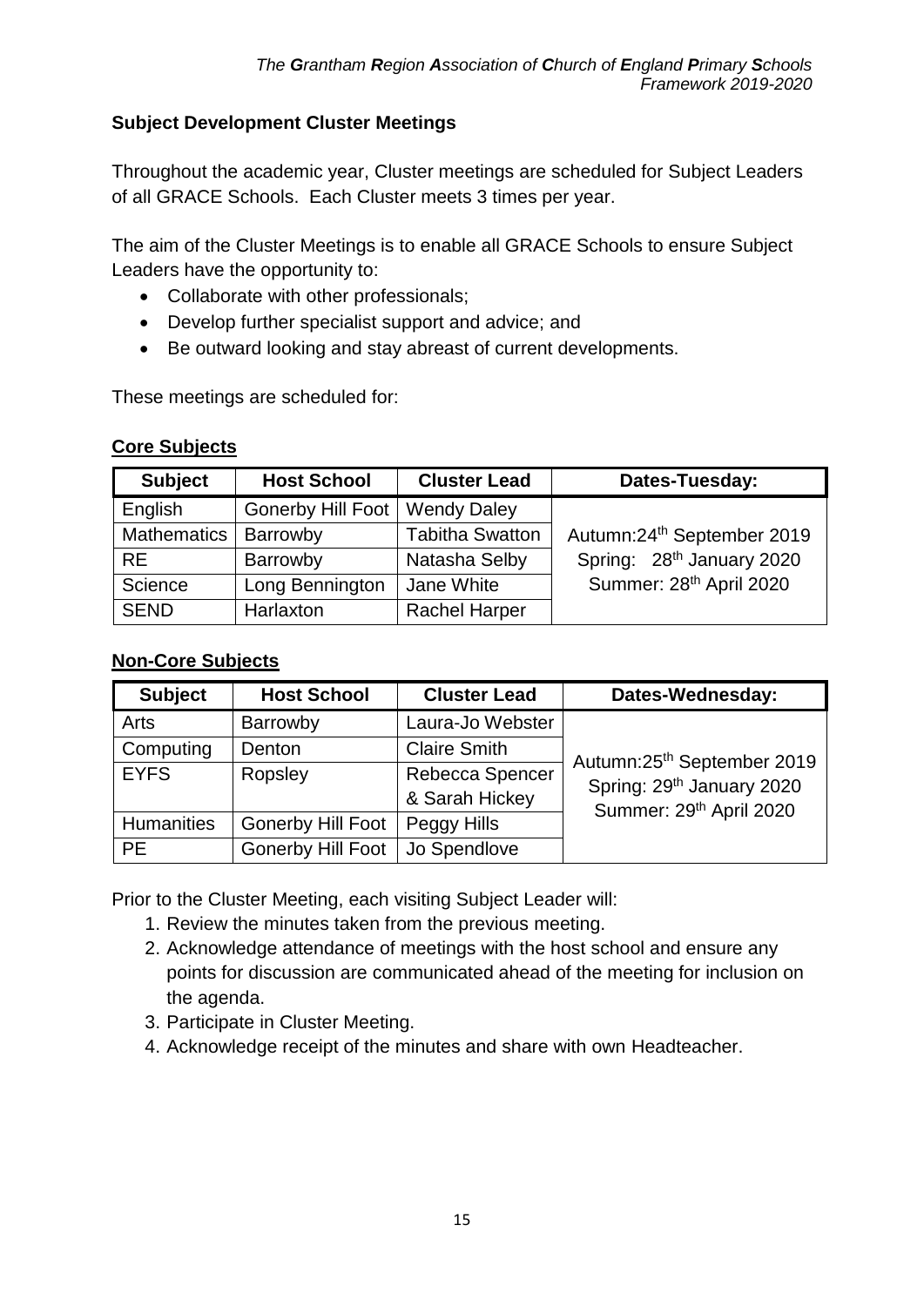## Subject Development Cluster Meetings

Throughout the academic year, Cluster meetings are scheduled for Subject Leaders of all GRACE Schools. Each Cluster meets 3 times per year.

The aim of the Cluster Meetings is to enable all GRACE Schools to ensure Subject Leaders have the opportunity to:

- Collaborate with other professionals;
- Develop further specialist support and advice; and
- Be outward looking and stay abreast of current developments.

These meetings are scheduled for:

### Core Subjects

| Subject | Host School | Cluster Lead | Dates-Tuesday: |
|---|---|---|---|
| English | Gonerby Hill Foot | Wendy Daley | Autumn: 24th September 2019<br>Spring: 28th January 2020<br>Summer: 28th April 2020 |
| Mathematics | Barrowby | Tabitha Swatton | |
| RE | Barrowby | Natasha Selby | |
| Science | Long Bennington | Jane White | |
| SEND | Harlaxton | Rachel Harper | |

### Non-Core Subjects

| Subject | Host School | Cluster Lead | Dates-Wednesday: |
|---|---|---|---|
| Arts | Barrowby | Laura-Jo Webster | Autumn: 25th September 2019<br>Spring: 29th January 2020<br>Summer: 29th April 2020 |
| Computing | Denton | Claire Smith | |
| EYFS | Ropsley | Rebecca Spencer & Sarah Hickey | |
| Humanities | Gonerby Hill Foot | Peggy Hills | |
| PE | Gonerby Hill Foot | Jo Spendlove | |

Prior to the Cluster Meeting, each visiting Subject Leader will:

1. Review the minutes taken from the previous meeting.
2. Acknowledge attendance of meetings with the host school and ensure any points for discussion are communicated ahead of the meeting for inclusion on the agenda.
3. Participate in Cluster Meeting.
4. Acknowledge receipt of the minutes and share with own Headteacher.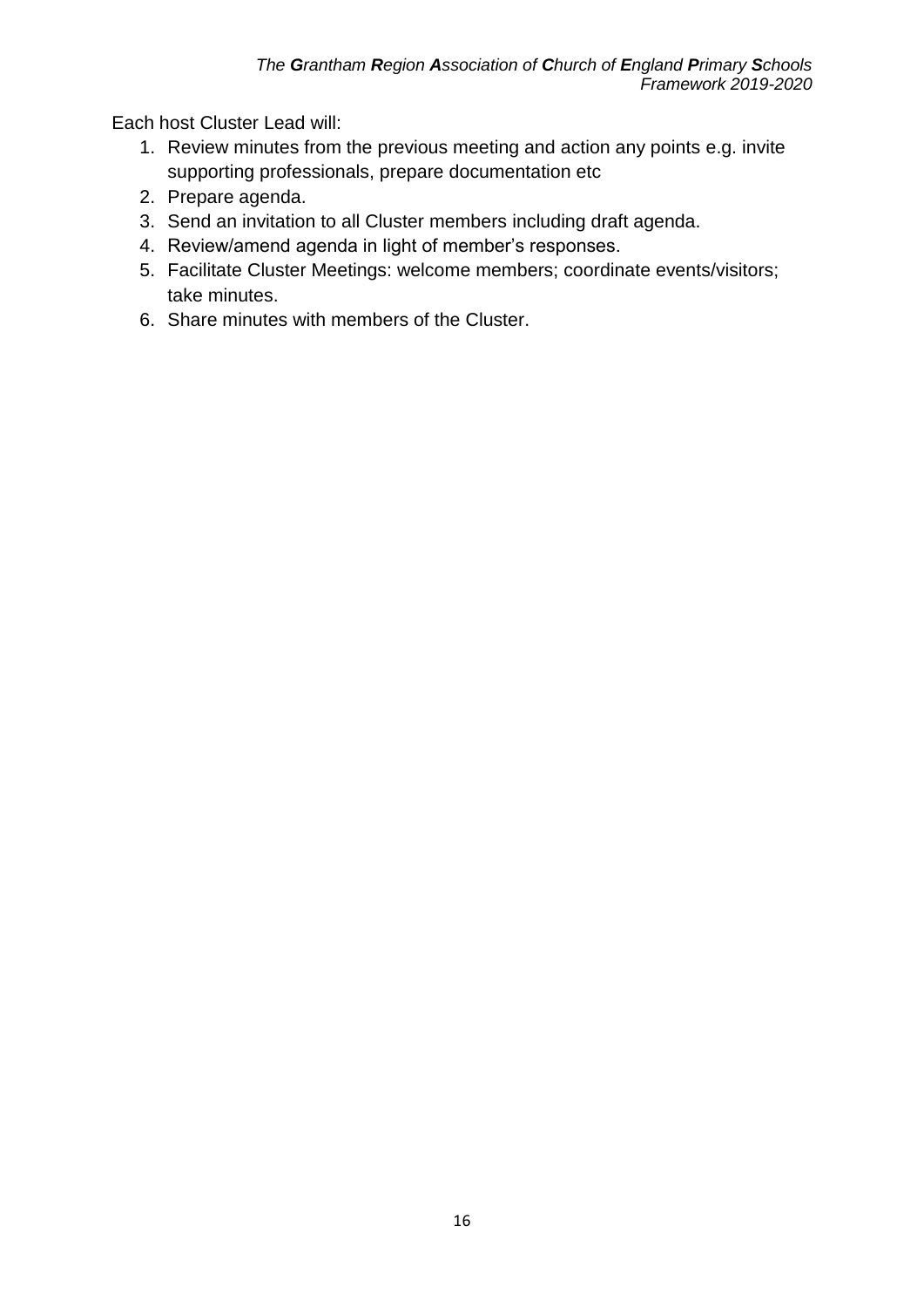Each host Cluster Lead will:

1. Review minutes from the previous meeting and action any points e.g. invite supporting professionals, prepare documentation etc
2. Prepare agenda.
3. Send an invitation to all Cluster members including draft agenda.
4. Review/amend agenda in light of member's responses.
5. Facilitate Cluster Meetings: welcome members; coordinate events/visitors; take minutes.
6. Share minutes with members of the Cluster.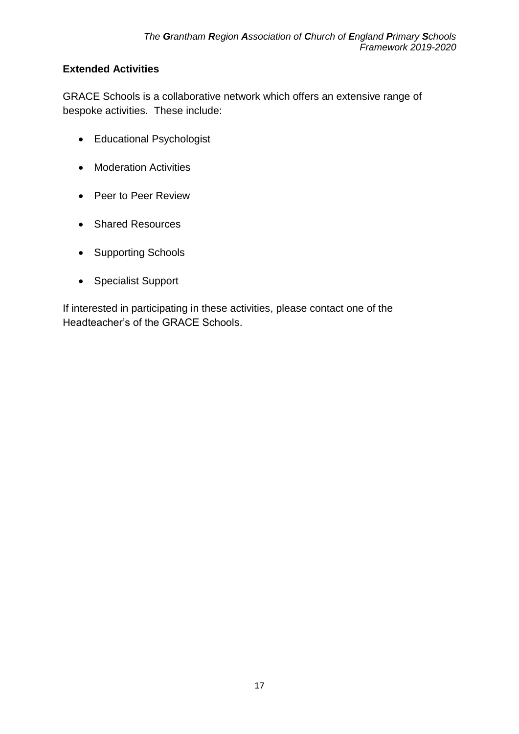## Extended Activities

GRACE Schools is a collaborative network which offers an extensive range of bespoke activities. These include:

- Educational Psychologist
- Moderation Activities
- Peer to Peer Review
- Shared Resources
- Supporting Schools
- Specialist Support

If interested in participating in these activities, please contact one of the Headteacher's of the GRACE Schools.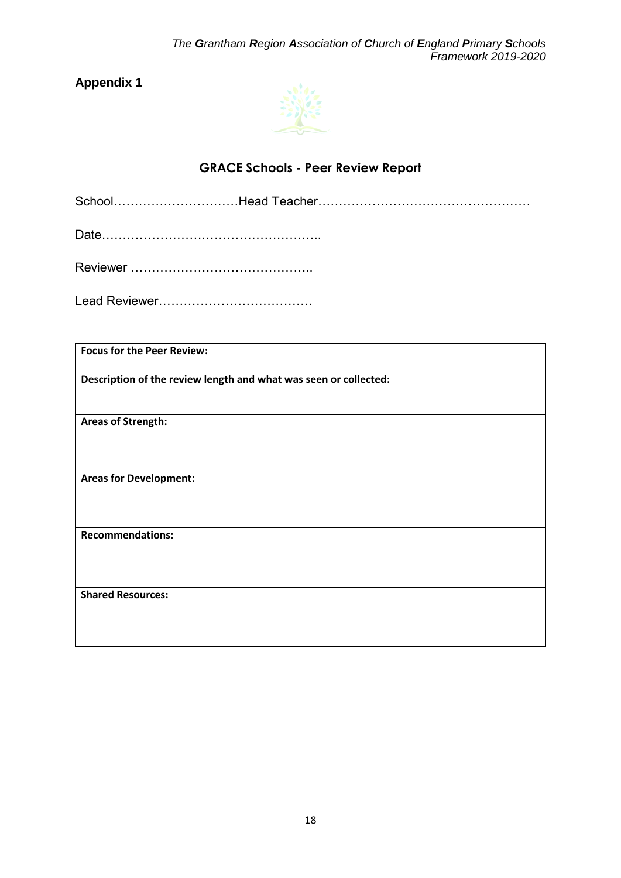**Appendix 1**

## GRACE Schools - Peer Review Report

School…………………………Head Teacher……………………………………………

Date……………………………………………..

Reviewer ……………………………………..

Lead Reviewer……………………………….

| **Focus for the Peer Review:** |
|---|
| **Description of the review length and what was seen or collected:** |
| **Areas of Strength:** |
| **Areas for Development:** |
| **Recommendations:** |
| **Shared Resources:** |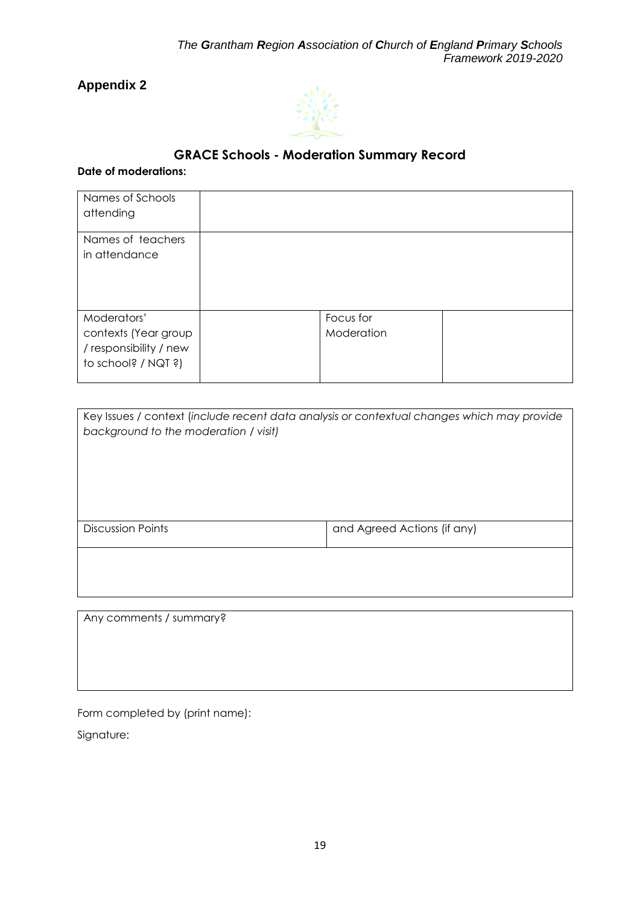## Appendix 2

## GRACE Schools - Moderation Summary Record

**Date of moderations:**

| Names of Schools attending | | | |
|---|---|---|---|
| Names of teachers in attendance | | | |
| Moderators' contexts (Year group / responsibility / new to school? / NQT ?) | | Focus for Moderation | |

| Key Issues / context (*include recent data analysis or contextual changes which may provide background to the moderation / visit)* | |
|---|---|
| Discussion Points | and Agreed Actions (if any) |
| | |

| Any comments / summary? |
|---|
| |

Form completed by (print name):

Signature: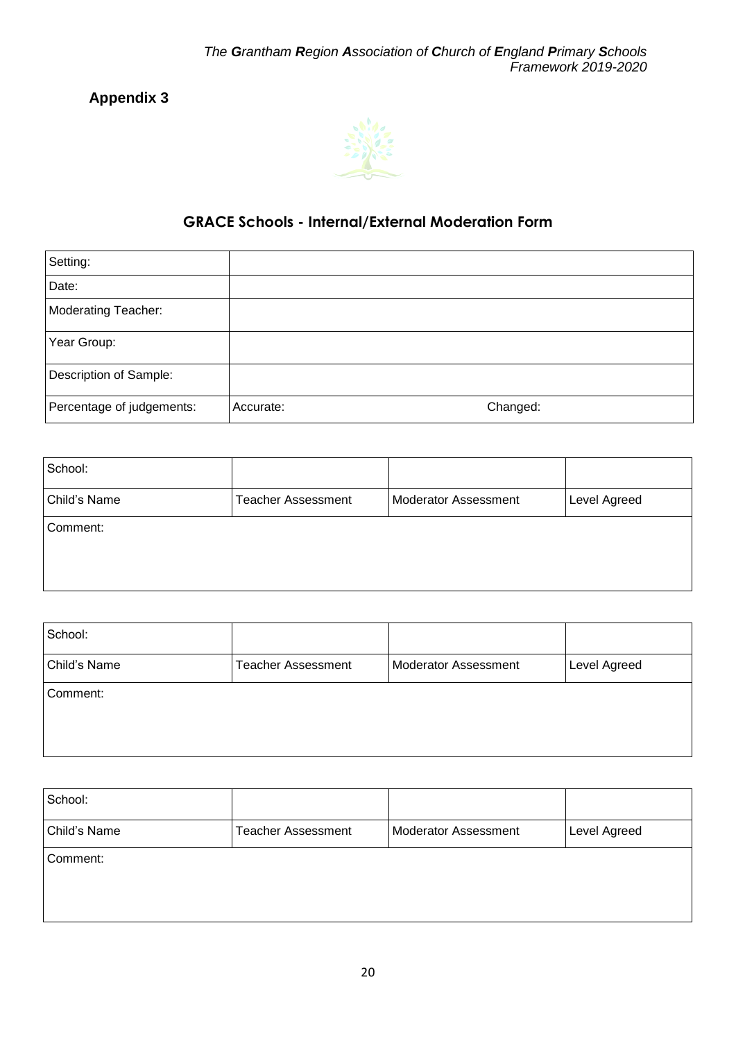## Appendix 3

### GRACE Schools - Internal/External Moderation Form

| Setting: | |
|---|---|
| Date: | |
| Moderating Teacher: | |
| Year Group: | |
| Description of Sample: | |
| Percentage of judgements: | Accurate: Changed: |

| School: | | | |
|---|---|---|---|
| Child's Name | Teacher Assessment | Moderator Assessment | Level Agreed |
| Comment: | | | |

| School: | | | |
|---|---|---|---|
| Child's Name | Teacher Assessment | Moderator Assessment | Level Agreed |
| Comment: | | | |

| School: | | | |
|---|---|---|---|
| Child's Name | Teacher Assessment | Moderator Assessment | Level Agreed |
| Comment: | | | |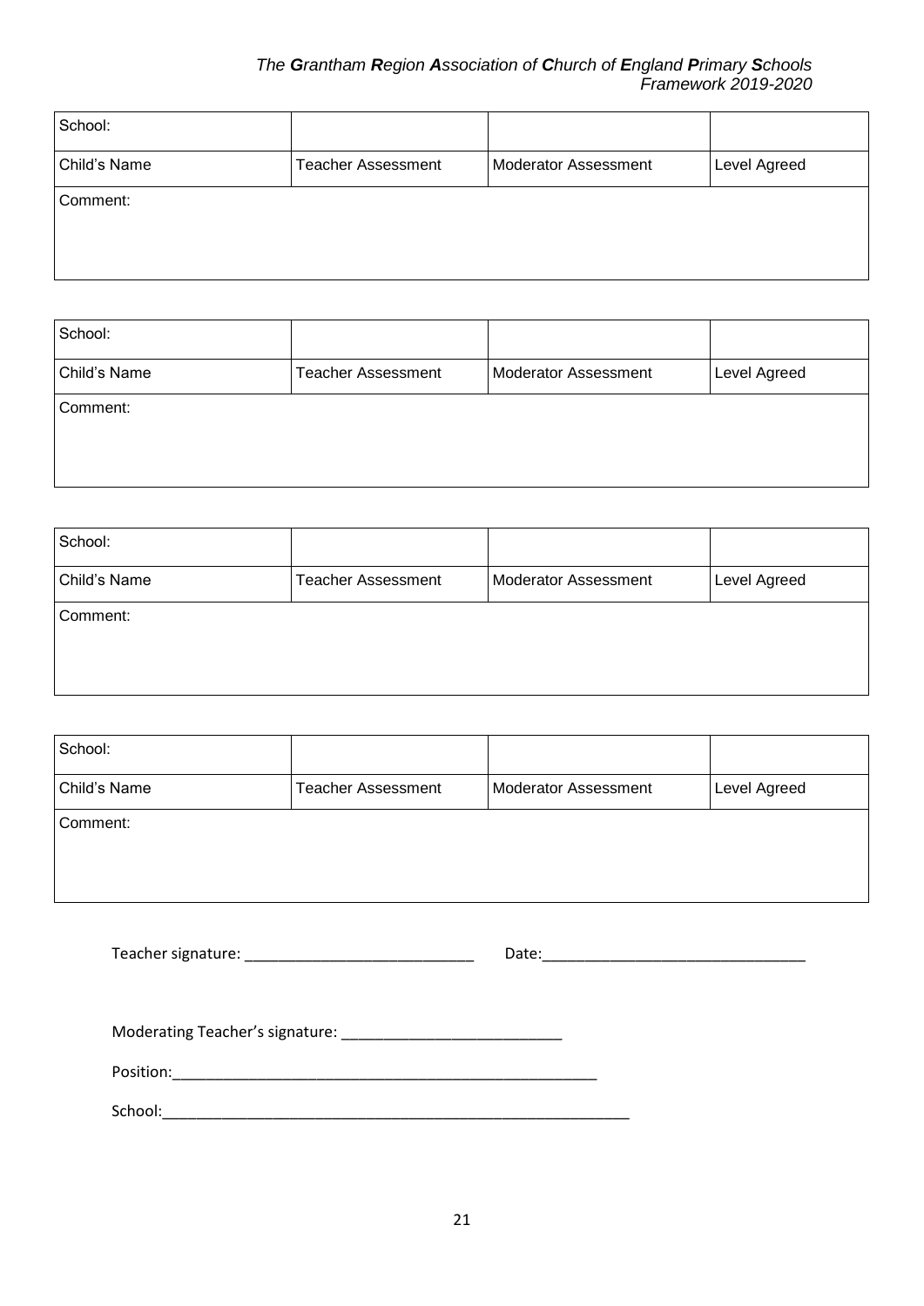| School: | | | |
|---|---|---|---|
| Child's Name | Teacher Assessment | Moderator Assessment | Level Agreed |
| Comment: | | | |

| School: | | | |
|---|---|---|---|
| Child's Name | Teacher Assessment | Moderator Assessment | Level Agreed |
| Comment: | | | |

| School: | | | |
|---|---|---|---|
| Child's Name | Teacher Assessment | Moderator Assessment | Level Agreed |
| Comment: | | | |

| School: | | | |
|---|---|---|---|
| Child's Name | Teacher Assessment | Moderator Assessment | Level Agreed |
| Comment: | | | |

Teacher signature: ___________________________ Date:_______________________________

Moderating Teacher's signature: ___________________________

Position:_____________________________________________________

School:_________________________________________________________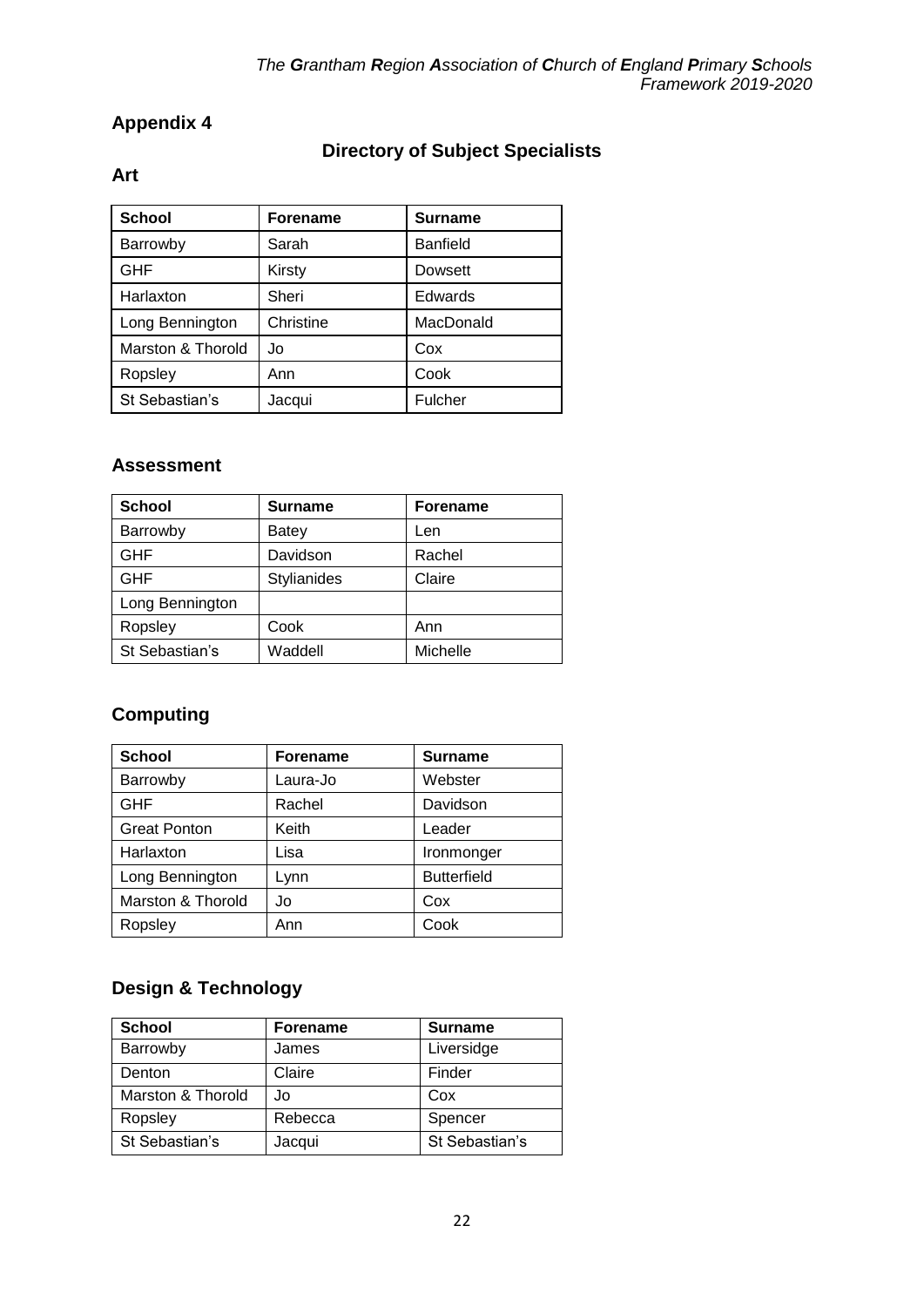## Appendix 4

### Directory of Subject Specialists

### Art

| School | Forename | Surname |
|---|---|---|
| Barrowby | Sarah | Banfield |
| GHF | Kirsty | Dowsett |
| Harlaxton | Sheri | Edwards |
| Long Bennington | Christine | MacDonald |
| Marston & Thorold | Jo | Cox |
| Ropsley | Ann | Cook |
| St Sebastian's | Jacqui | Fulcher |

### Assessment

| School | Surname | Forename |
|---|---|---|
| Barrowby | Batey | Len |
| GHF | Davidson | Rachel |
| GHF | Stylianides | Claire |
| Long Bennington | | |
| Ropsley | Cook | Ann |
| St Sebastian's | Waddell | Michelle |

### Computing

| School | Forename | Surname |
|---|---|---|
| Barrowby | Laura-Jo | Webster |
| GHF | Rachel | Davidson |
| Great Ponton | Keith | Leader |
| Harlaxton | Lisa | Ironmonger |
| Long Bennington | Lynn | Butterfield |
| Marston & Thorold | Jo | Cox |
| Ropsley | Ann | Cook |

### Design & Technology

| School | Forename | Surname |
|---|---|---|
| Barrowby | James | Liversidge |
| Denton | Claire | Finder |
| Marston & Thorold | Jo | Cox |
| Ropsley | Rebecca | Spencer |
| St Sebastian's | Jacqui | St Sebastian's |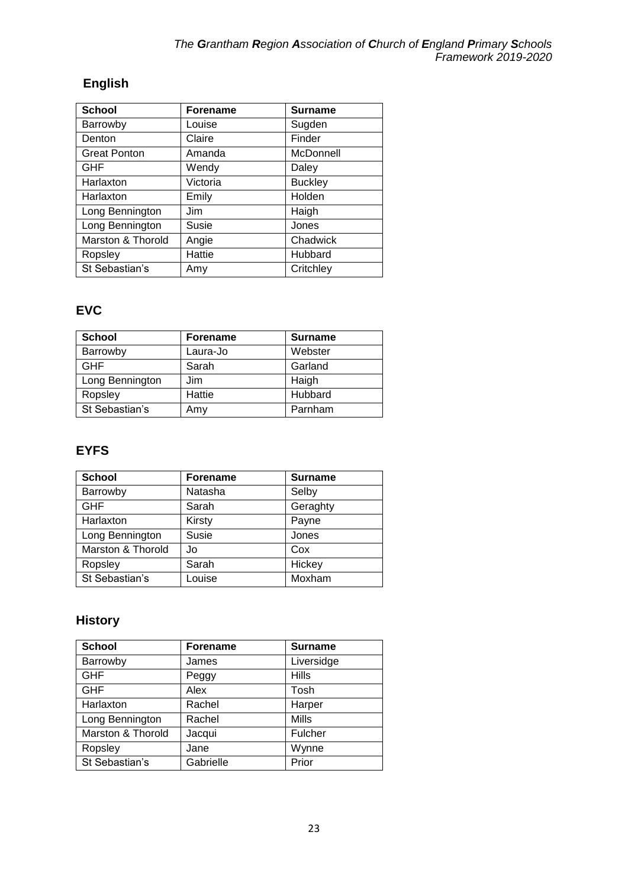## English

| School | Forename | Surname |
|---|---|---|
| Barrowby | Louise | Sugden |
| Denton | Claire | Finder |
| Great Ponton | Amanda | McDonnell |
| GHF | Wendy | Daley |
| Harlaxton | Victoria | Buckley |
| Harlaxton | Emily | Holden |
| Long Bennington | Jim | Haigh |
| Long Bennington | Susie | Jones |
| Marston & Thorold | Angie | Chadwick |
| Ropsley | Hattie | Hubbard |
| St Sebastian's | Amy | Critchley |

## EVC

| School | Forename | Surname |
|---|---|---|
| Barrowby | Laura-Jo | Webster |
| GHF | Sarah | Garland |
| Long Bennington | Jim | Haigh |
| Ropsley | Hattie | Hubbard |
| St Sebastian's | Amy | Parnham |

## EYFS

| School | Forename | Surname |
|---|---|---|
| Barrowby | Natasha | Selby |
| GHF | Sarah | Geraghty |
| Harlaxton | Kirsty | Payne |
| Long Bennington | Susie | Jones |
| Marston & Thorold | Jo | Cox |
| Ropsley | Sarah | Hickey |
| St Sebastian's | Louise | Moxham |

## History

| School | Forename | Surname |
|---|---|---|
| Barrowby | James | Liversidge |
| GHF | Peggy | Hills |
| GHF | Alex | Tosh |
| Harlaxton | Rachel | Harper |
| Long Bennington | Rachel | Mills |
| Marston & Thorold | Jacqui | Fulcher |
| Ropsley | Jane | Wynne |
| St Sebastian's | Gabrielle | Prior |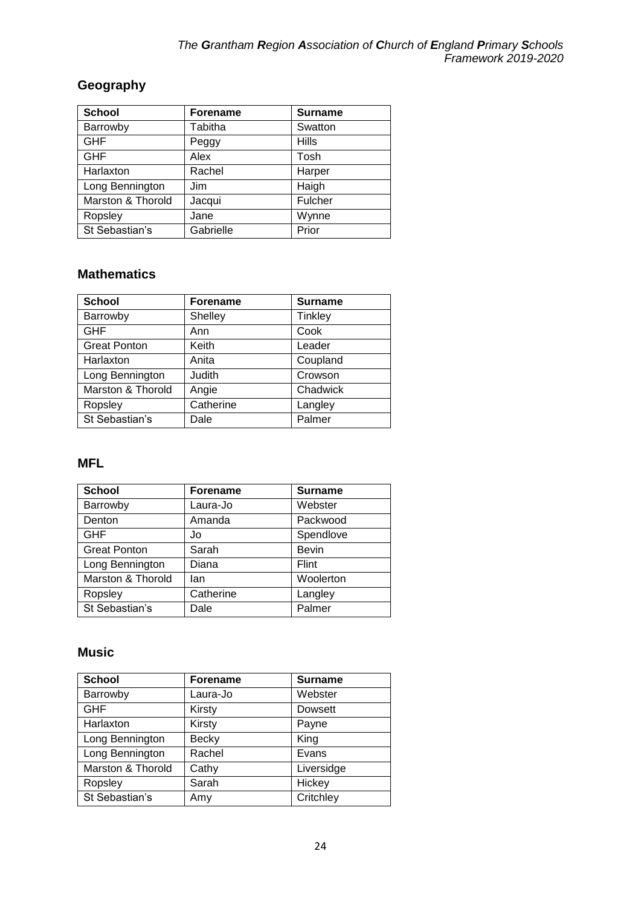## Geography

| School | Forename | Surname |
|---|---|---|
| Barrowby | Tabitha | Swatton |
| GHF | Peggy | Hills |
| GHF | Alex | Tosh |
| Harlaxton | Rachel | Harper |
| Long Bennington | Jim | Haigh |
| Marston & Thorold | Jacqui | Fulcher |
| Ropsley | Jane | Wynne |
| St Sebastian's | Gabrielle | Prior |

## Mathematics

| School | Forename | Surname |
|---|---|---|
| Barrowby | Shelley | Tinkley |
| GHF | Ann | Cook |
| Great Ponton | Keith | Leader |
| Harlaxton | Anita | Coupland |
| Long Bennington | Judith | Crowson |
| Marston & Thorold | Angie | Chadwick |
| Ropsley | Catherine | Langley |
| St Sebastian's | Dale | Palmer |

## MFL

| School | Forename | Surname |
|---|---|---|
| Barrowby | Laura-Jo | Webster |
| Denton | Amanda | Packwood |
| GHF | Jo | Spendlove |
| Great Ponton | Sarah | Bevin |
| Long Bennington | Diana | Flint |
| Marston & Thorold | Ian | Woolerton |
| Ropsley | Catherine | Langley |
| St Sebastian's | Dale | Palmer |

## Music

| School | Forename | Surname |
|---|---|---|
| Barrowby | Laura-Jo | Webster |
| GHF | Kirsty | Dowsett |
| Harlaxton | Kirsty | Payne |
| Long Bennington | Becky | King |
| Long Bennington | Rachel | Evans |
| Marston & Thorold | Cathy | Liversidge |
| Ropsley | Sarah | Hickey |
| St Sebastian's | Amy | Critchley |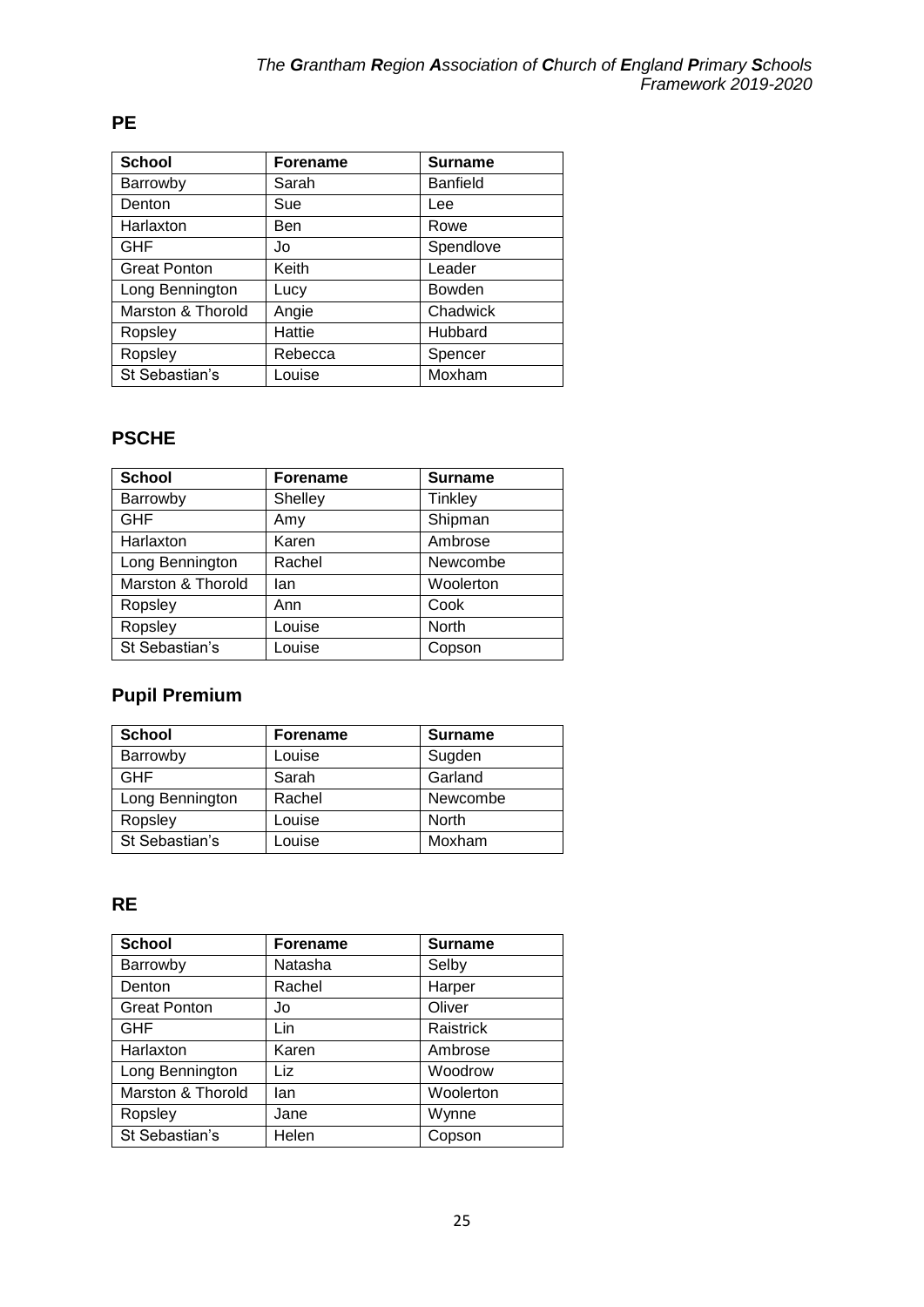## PE

| School | Forename | Surname |
|---|---|---|
| Barrowby | Sarah | Banfield |
| Denton | Sue | Lee |
| Harlaxton | Ben | Rowe |
| GHF | Jo | Spendlove |
| Great Ponton | Keith | Leader |
| Long Bennington | Lucy | Bowden |
| Marston & Thorold | Angie | Chadwick |
| Ropsley | Hattie | Hubbard |
| Ropsley | Rebecca | Spencer |
| St Sebastian's | Louise | Moxham |

## PSCHE

| School | Forename | Surname |
|---|---|---|
| Barrowby | Shelley | Tinkley |
| GHF | Amy | Shipman |
| Harlaxton | Karen | Ambrose |
| Long Bennington | Rachel | Newcombe |
| Marston & Thorold | Ian | Woolerton |
| Ropsley | Ann | Cook |
| Ropsley | Louise | North |
| St Sebastian's | Louise | Copson |

## Pupil Premium

| School | Forename | Surname |
|---|---|---|
| Barrowby | Louise | Sugden |
| GHF | Sarah | Garland |
| Long Bennington | Rachel | Newcombe |
| Ropsley | Louise | North |
| St Sebastian's | Louise | Moxham |

## RE

| School | Forename | Surname |
|---|---|---|
| Barrowby | Natasha | Selby |
| Denton | Rachel | Harper |
| Great Ponton | Jo | Oliver |
| GHF | Lin | Raistrick |
| Harlaxton | Karen | Ambrose |
| Long Bennington | Liz | Woodrow |
| Marston & Thorold | Ian | Woolerton |
| Ropsley | Jane | Wynne |
| St Sebastian's | Helen | Copson |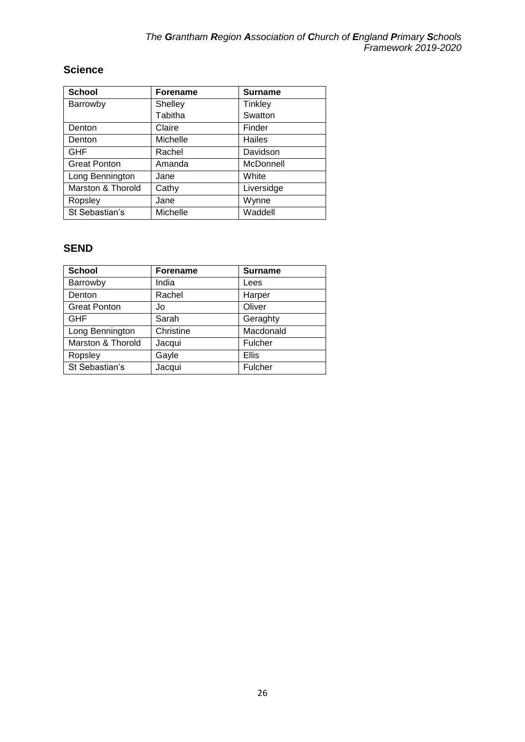## Science

| School | Forename | Surname |
|---|---|---|
| Barrowby | Shelley<br>Tabitha | Tinkley<br>Swatton |
| Denton | Claire | Finder |
| Denton | Michelle | Hailes |
| GHF | Rachel | Davidson |
| Great Ponton | Amanda | McDonnell |
| Long Bennington | Jane | White |
| Marston & Thorold | Cathy | Liversidge |
| Ropsley | Jane | Wynne |
| St Sebastian's | Michelle | Waddell |

## SEND

| School | Forename | Surname |
|---|---|---|
| Barrowby | India | Lees |
| Denton | Rachel | Harper |
| Great Ponton | Jo | Oliver |
| GHF | Sarah | Geraghty |
| Long Bennington | Christine | Macdonald |
| Marston & Thorold | Jacqui | Fulcher |
| Ropsley | Gayle | Ellis |
| St Sebastian's | Jacqui | Fulcher |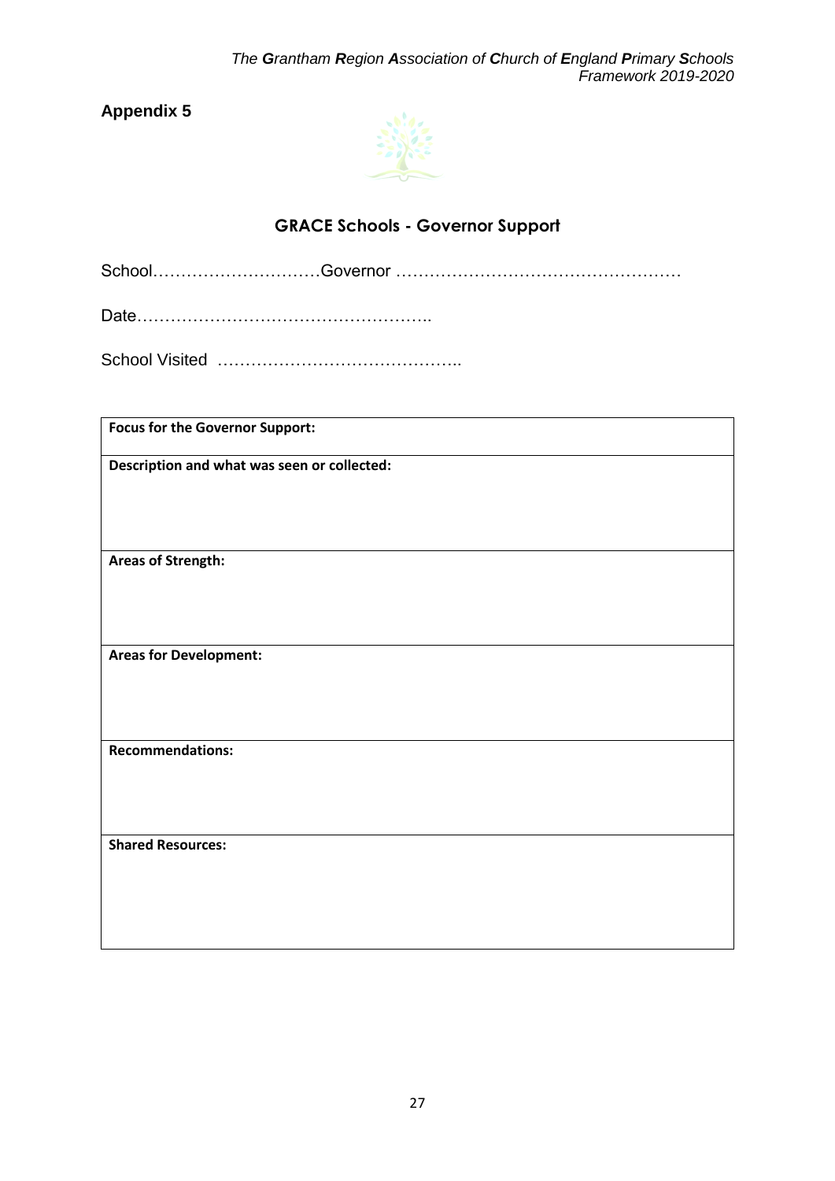## Appendix 5

### GRACE Schools - Governor Support

School…………………………Governor ……………………………………………

Date……………………………………………..

School Visited ……………………………………..

| **Focus for the Governor Support:** |
| --- |
| **Description and what was seen or collected:** |
| **Areas of Strength:** |
| **Areas for Development:** |
| **Recommendations:** |
| **Shared Resources:** |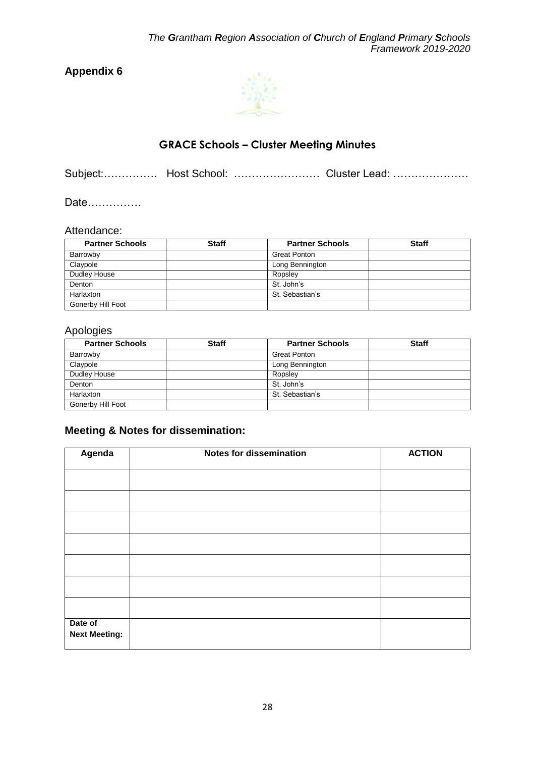**Appendix 6**

## GRACE Schools – Cluster Meeting Minutes

Subject:…………… Host School: …………………… Cluster Lead: …………………

Date……………

Attendance:

| Partner Schools | Staff | Partner Schools | Staff |
|---|---|---|---|
| Barrowby | | Great Ponton | |
| Claypole | | Long Bennington | |
| Dudley House | | Ropsley | |
| Denton | | St. John's | |
| Harlaxton | | St. Sebastian's | |
| Gonerby Hill Foot | | | |

Apologies

| Partner Schools | Staff | Partner Schools | Staff |
|---|---|---|---|
| Barrowby | | Great Ponton | |
| Claypole | | Long Bennington | |
| Dudley House | | Ropsley | |
| Denton | | St. John's | |
| Harlaxton | | St. Sebastian's | |
| Gonerby Hill Foot | | | |

### Meeting & Notes for dissemination:

| Agenda | Notes for dissemination | ACTION |
|---|---|---|
| | | |
| | | |
| | | |
| | | |
| | | |
| | | |
| | | |
| **Date of Next Meeting:** | | |